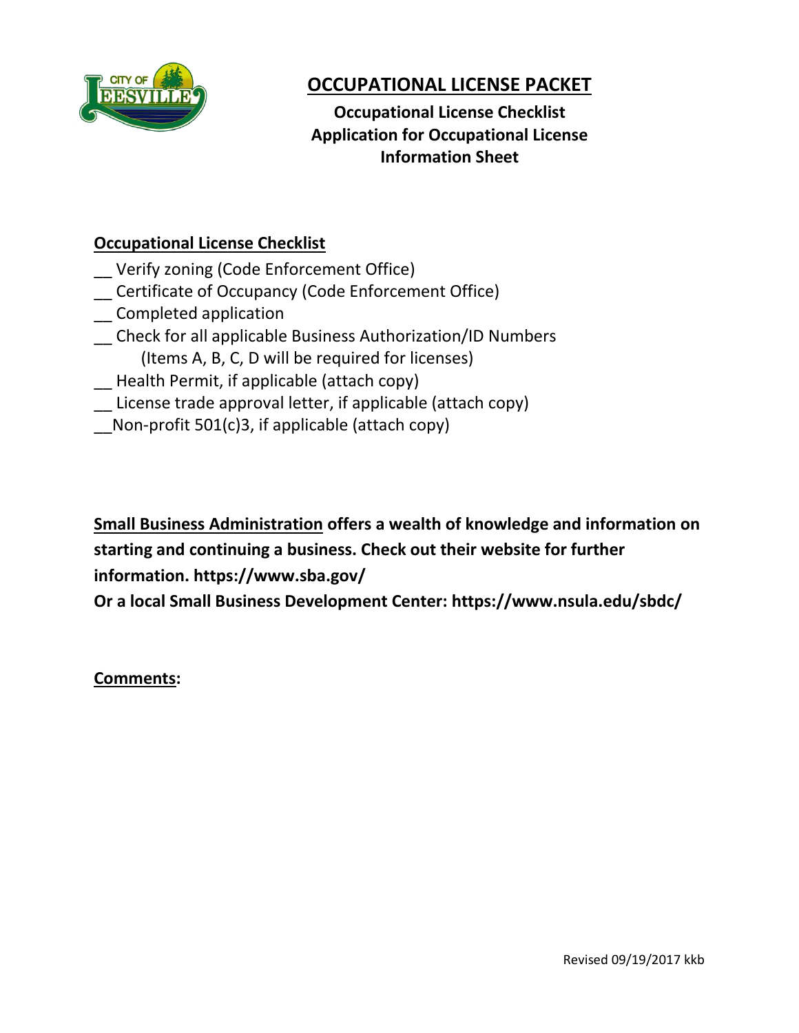# OCCUPATIONAL LICENSE PACKET

**Occupational License Checklist**
**Application for Occupational License**
**Information Sheet**

## Occupational License Checklist

__ Verify zoning (Code Enforcement Office)
__ Certificate of Occupancy (Code Enforcement Office)
__ Completed application
__ Check for all applicable Business Authorization/ID Numbers
    (Items A, B, C, D will be required for licenses)
__ Health Permit, if applicable (attach copy)
__ License trade approval letter, if applicable (attach copy)
__Non-profit 501(c)3, if applicable (attach copy)

**Small Business Administration offers a wealth of knowledge and information on starting and continuing a business. Check out their website for further information. https://www.sba.gov/**
**Or a local Small Business Development Center: https://www.nsula.edu/sbdc/**

**Comments:**

Revised 09/19/2017 kkb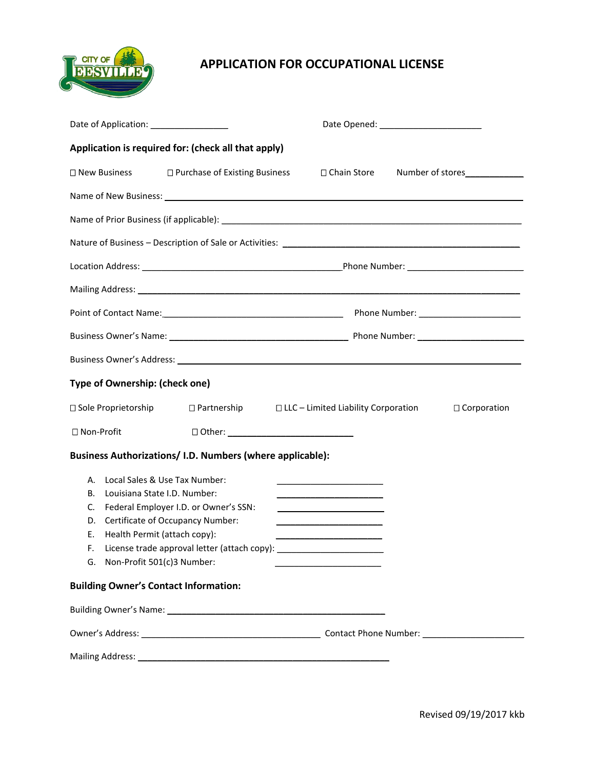# APPLICATION FOR OCCUPATIONAL LICENSE

Date of Application: ________________ Date Opened: _____________________

**Application is required for: (check all that apply)**

☐ New Business ☐ Purchase of Existing Business ☐ Chain Store Number of stores____________

Name of New Business: ______________________________________________________________

Name of Prior Business (if applicable): _______________________________________________

Nature of Business – Description of Sale or Activities: ____________________________________

Location Address: __________________________________________Phone Number: _________________________

Mailing Address: ____________________________________________________________________

Point of Contact Name:______________________________________ Phone Number: _____________________

Business Owner's Name: _____________________________________ Phone Number: ______________________

Business Owner's Address: ___________________________________________________________

**Type of Ownership: (check one)**

☐ Sole Proprietorship ☐ Partnership ☐ LLC – Limited Liability Corporation ☐ Corporation

☐ Non-Profit ☐ Other: ___________________________

**Business Authorizations/ I.D. Numbers (where applicable):**

A. Local Sales & Use Tax Number: ______________________
B. Louisiana State I.D. Number: ______________________
C. Federal Employer I.D. or Owner's SSN: ______________________
D. Certificate of Occupancy Number: ______________________
E. Health Permit (attach copy): ______________________
F. License trade approval letter (attach copy): ______________________
G. Non-Profit 501(c)3 Number: ______________________

**Building Owner's Contact Information:**

Building Owner's Name: ______________________________________________

Owner's Address: _____________________________________ Contact Phone Number: _____________________

Mailing Address: ____________________________________________________

Revised 09/19/2017 kkb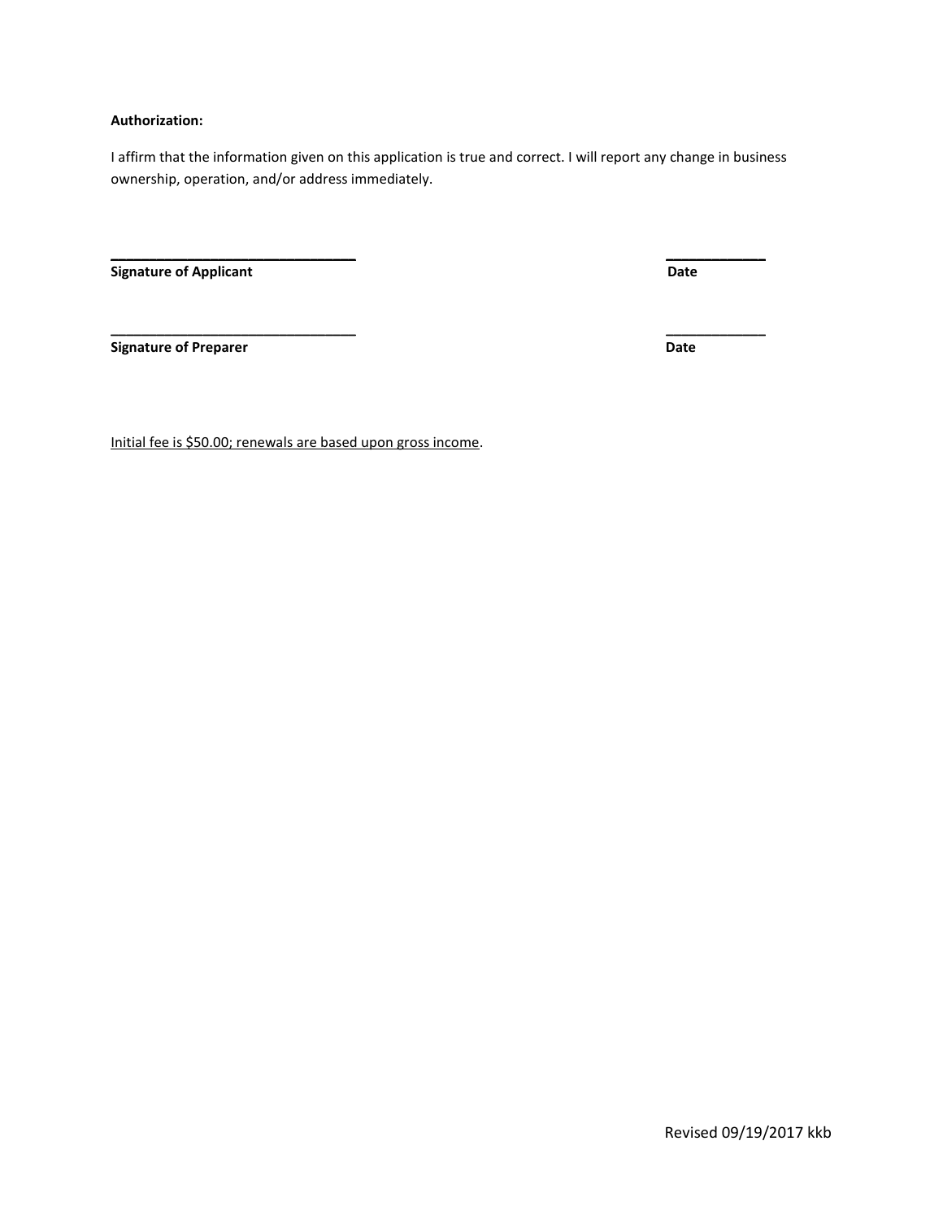**Authorization:**

I affirm that the information given on this application is true and correct. I will report any change in business ownership, operation, and/or address immediately.

________________________________ ____________

**Signature of Applicant** **Date**

________________________________ ____________

**Signature of Preparer** **Date**

<u>Initial fee is $50.00; renewals are based upon gross income</u>.

Revised 09/19/2017 kkb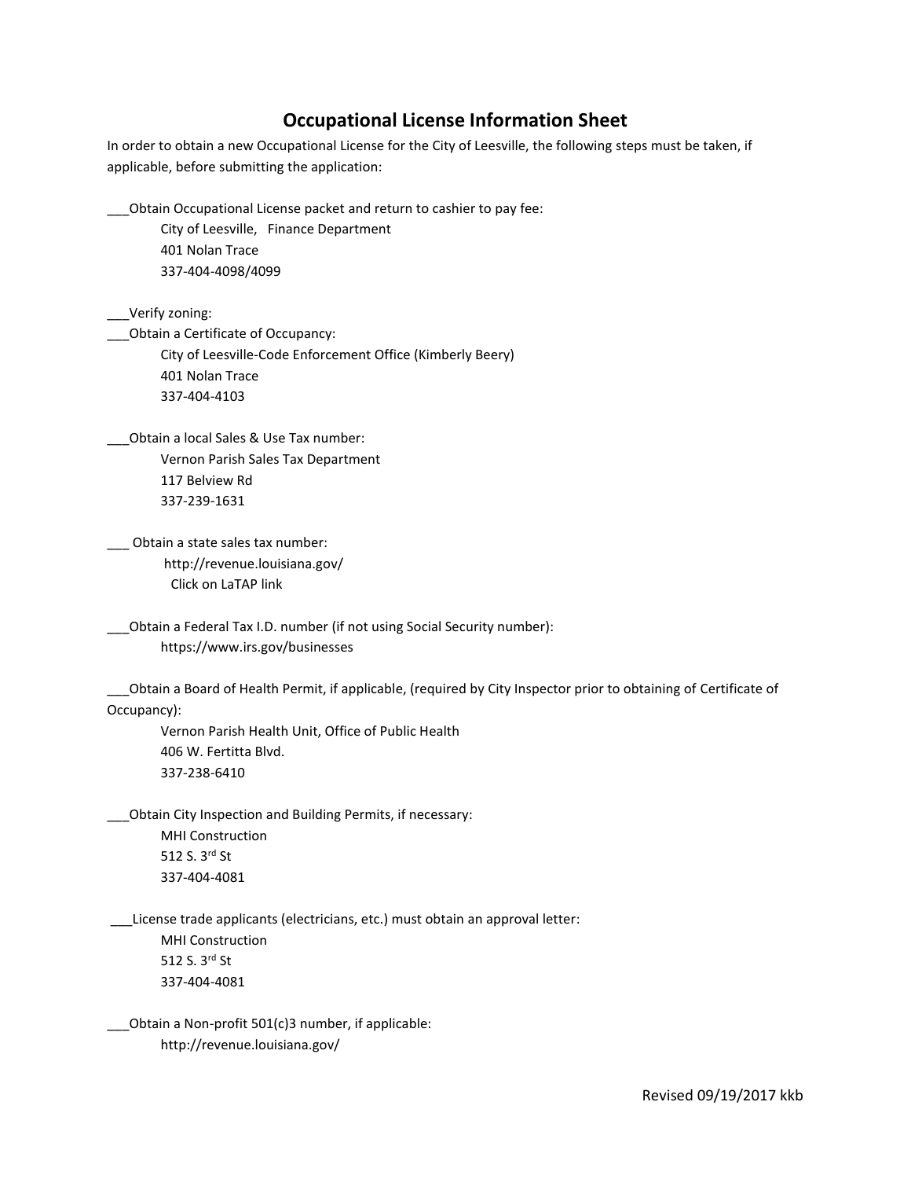# Occupational License Information Sheet

In order to obtain a new Occupational License for the City of Leesville, the following steps must be taken, if applicable, before submitting the application:

___Obtain Occupational License packet and return to cashier to pay fee:

City of Leesville, Finance Department
401 Nolan Trace
337-404-4098/4099

___Verify zoning:

___Obtain a Certificate of Occupancy:

City of Leesville-Code Enforcement Office (Kimberly Beery)
401 Nolan Trace
337-404-4103

___Obtain a local Sales & Use Tax number:

Vernon Parish Sales Tax Department
117 Belview Rd
337-239-1631

___ Obtain a state sales tax number:

http://revenue.louisiana.gov/
Click on LaTAP link

___Obtain a Federal Tax I.D. number (if not using Social Security number):

https://www.irs.gov/businesses

___Obtain a Board of Health Permit, if applicable, (required by City Inspector prior to obtaining of Certificate of Occupancy):

Vernon Parish Health Unit, Office of Public Health
406 W. Fertitta Blvd.
337-238-6410

___Obtain City Inspection and Building Permits, if necessary:

MHI Construction
512 S. 3rd St
337-404-4081

___License trade applicants (electricians, etc.) must obtain an approval letter:

MHI Construction
512 S. 3rd St
337-404-4081

___Obtain a Non-profit 501(c)3 number, if applicable:

http://revenue.louisiana.gov/

Revised 09/19/2017 kkb